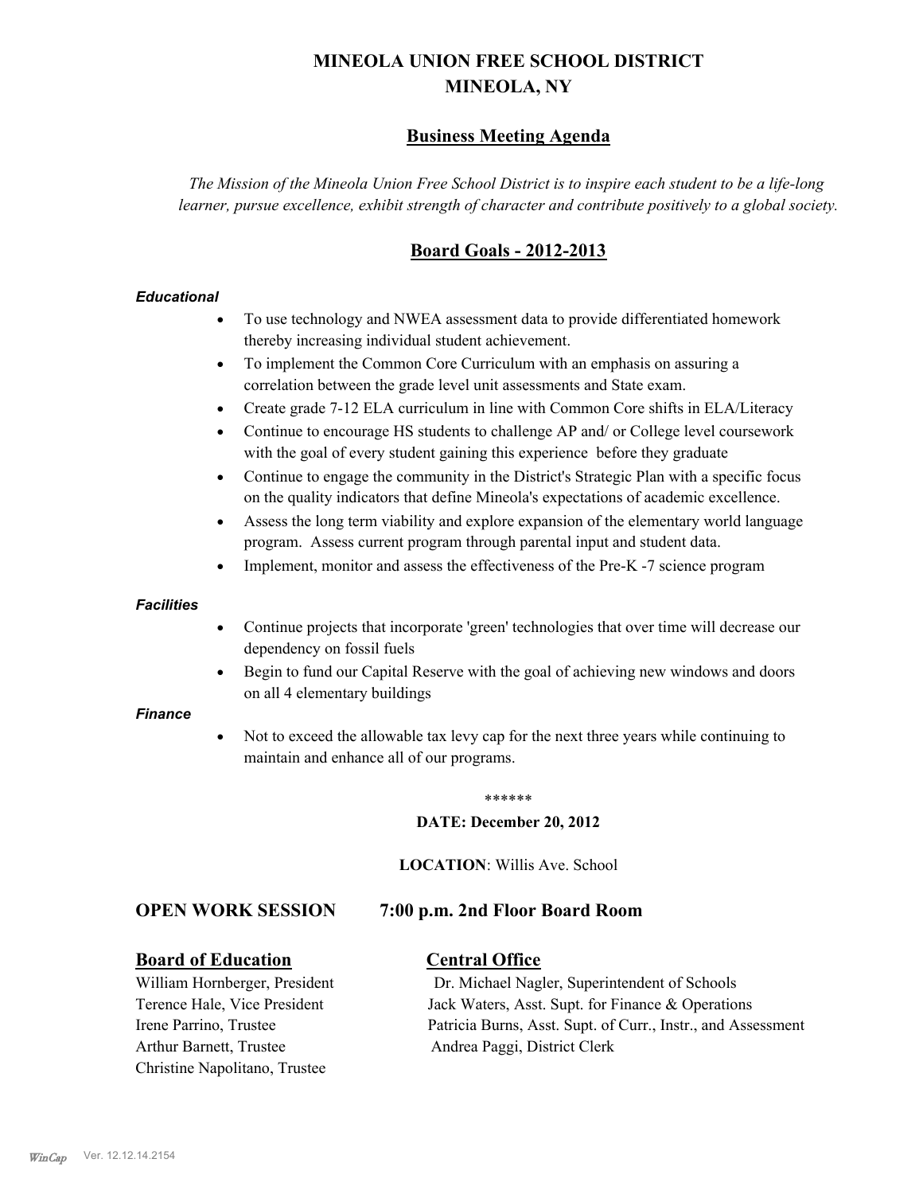# MINEOLA UNION FREE SCHOOL DISTRICT
# MINEOLA, NY

## Business Meeting Agenda

*The Mission of the Mineola Union Free School District is to inspire each student to be a life-long learner, pursue excellence, exhibit strength of character and contribute positively to a global society.*

## Board Goals - 2012-2013

***Educational***

- To use technology and NWEA assessment data to provide differentiated homework thereby increasing individual student achievement.
- To implement the Common Core Curriculum with an emphasis on assuring a correlation between the grade level unit assessments and State exam.
- Create grade 7-12 ELA curriculum in line with Common Core shifts in ELA/Literacy
- Continue to encourage HS students to challenge AP and/ or College level coursework with the goal of every student gaining this experience before they graduate
- Continue to engage the community in the District's Strategic Plan with a specific focus on the quality indicators that define Mineola's expectations of academic excellence.
- Assess the long term viability and explore expansion of the elementary world language program. Assess current program through parental input and student data.
- Implement, monitor and assess the effectiveness of the Pre-K -7 science program

***Facilities***

- Continue projects that incorporate 'green' technologies that over time will decrease our dependency on fossil fuels
- Begin to fund our Capital Reserve with the goal of achieving new windows and doors on all 4 elementary buildings

***Finance***

- Not to exceed the allowable tax levy cap for the next three years while continuing to maintain and enhance all of our programs.

******

**DATE: December 20, 2012**

**LOCATION**: Willis Ave. School

### OPEN WORK SESSION 7:00 p.m. 2nd Floor Board Room

**Board of Education**

William Hornberger, President
Terence Hale, Vice President
Irene Parrino, Trustee
Arthur Barnett, Trustee
Christine Napolitano, Trustee

**Central Office**

Dr. Michael Nagler, Superintendent of Schools
Jack Waters, Asst. Supt. for Finance & Operations
Patricia Burns, Asst. Supt. of Curr., Instr., and Assessment
Andrea Paggi, District Clerk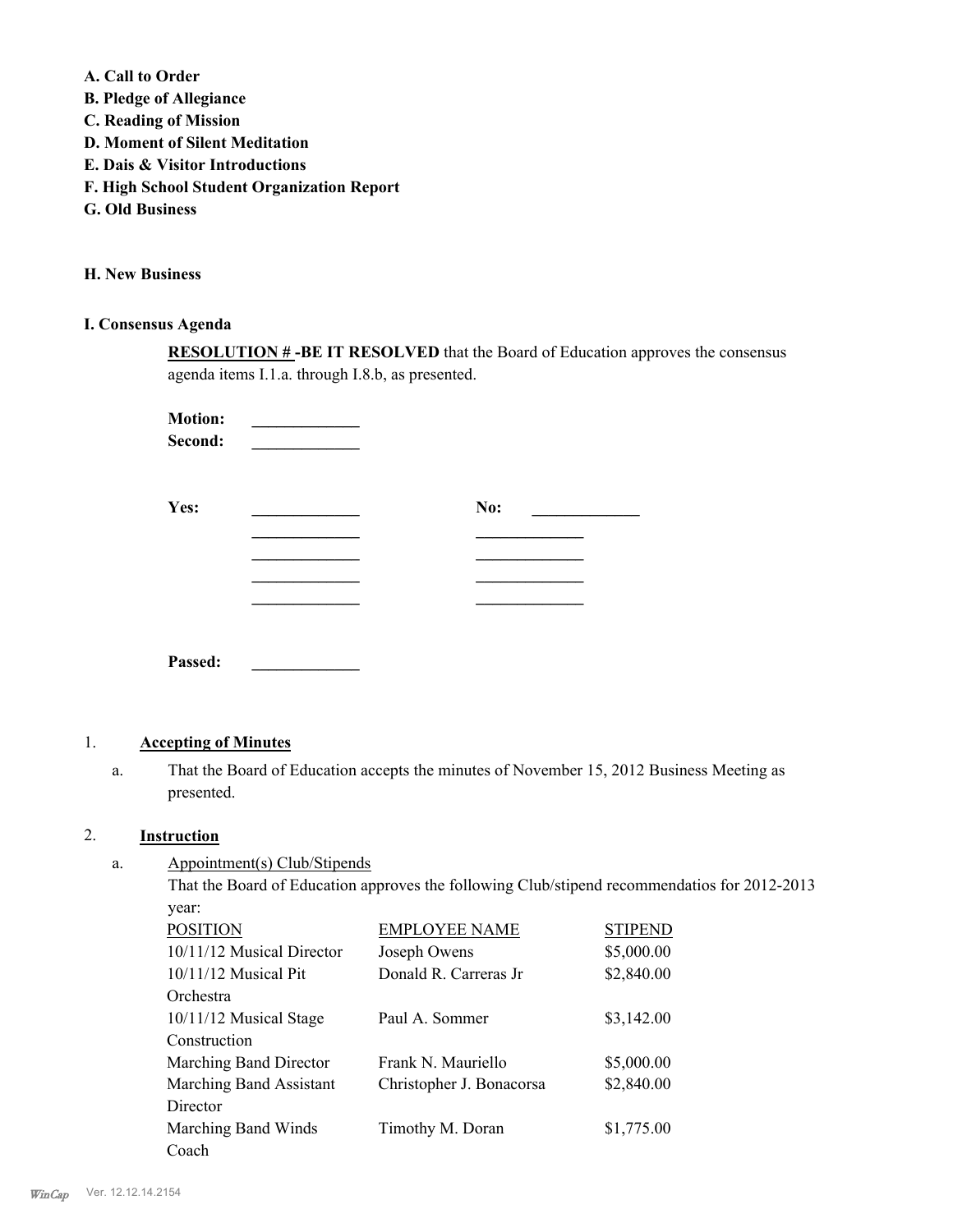**A. Call to Order**
**B. Pledge of Allegiance**
**C. Reading of Mission**
**D. Moment of Silent Meditation**
**E. Dais & Visitor Introductions**
**F. High School Student Organization Report**
**G. Old Business**

**H. New Business**

**I. Consensus Agenda**

**RESOLUTION # -BE IT RESOLVED** that the Board of Education approves the consensus agenda items I.1.a. through I.8.b, as presented.

**Motion:** _____________
**Second:** _____________

**Yes:** _____________ **No:** _____________
_____________ _____________
_____________ _____________
_____________ _____________
_____________ _____________

**Passed:** _____________

1. **Accepting of Minutes**

   a. That the Board of Education accepts the minutes of November 15, 2012 Business Meeting as presented.

2. **Instruction**

   a. Appointment(s) Club/Stipends

   That the Board of Education approves the following Club/stipend recommendatios for 2012-2013 year:

| POSITION | EMPLOYEE NAME | STIPEND |
|---|---|---|
| 10/11/12 Musical Director | Joseph Owens | $5,000.00 |
| 10/11/12 Musical Pit Orchestra | Donald R. Carreras Jr | $2,840.00 |
| 10/11/12 Musical Stage Construction | Paul A. Sommer | $3,142.00 |
| Marching Band Director | Frank N. Mauriello | $5,000.00 |
| Marching Band Assistant Director | Christopher J. Bonacorsa | $2,840.00 |
| Marching Band Winds Coach | Timothy M. Doran | $1,775.00 |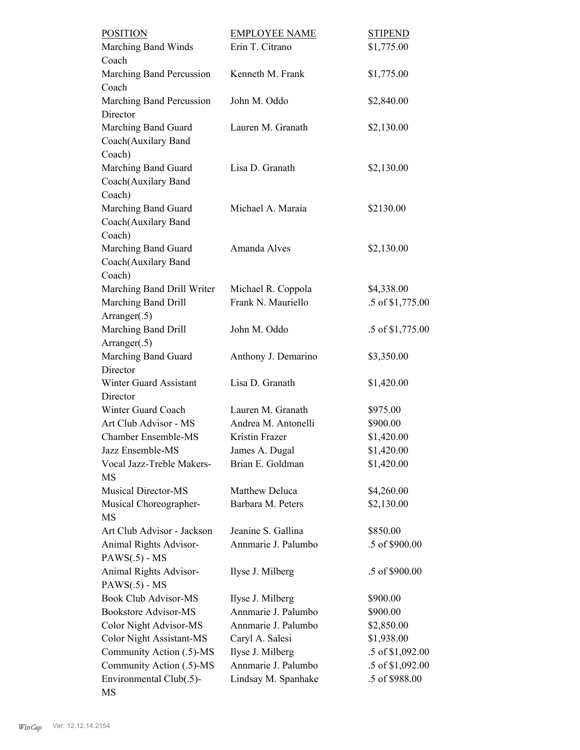| POSITION | EMPLOYEE NAME | STIPEND |
|---|---|---|
| Marching Band Winds Coach | Erin T. Citrano | $1,775.00 |
| Marching Band Percussion Coach | Kenneth M. Frank | $1,775.00 |
| Marching Band Percussion Director | John M. Oddo | $2,840.00 |
| Marching Band Guard Coach(Auxilary Band Coach) | Lauren M. Granath | $2,130.00 |
| Marching Band Guard Coach(Auxilary Band Coach) | Lisa D. Granath | $2,130.00 |
| Marching Band Guard Coach(Auxilary Band Coach) | Michael A. Maraia | $2130.00 |
| Marching Band Guard Coach(Auxilary Band Coach) | Amanda Alves | $2,130.00 |
| Marching Band Drill Writer | Michael R. Coppola | $4,338.00 |
| Marching Band Drill Arranger(.5) | Frank N. Mauriello | .5 of $1,775.00 |
| Marching Band Drill Arranger(.5) | John M. Oddo | .5 of $1,775.00 |
| Marching Band Guard Director | Anthony J. Demarino | $3,350.00 |
| Winter Guard Assistant Director | Lisa D. Granath | $1,420.00 |
| Winter Guard Coach | Lauren M. Granath | $975.00 |
| Art Club Advisor - MS | Andrea M. Antonelli | $900.00 |
| Chamber Ensemble-MS | Kristin Frazer | $1,420.00 |
| Jazz Ensemble-MS | James A. Dugal | $1,420.00 |
| Vocal Jazz-Treble Makers-MS | Brian E. Goldman | $1,420.00 |
| Musical Director-MS | Matthew Deluca | $4,260.00 |
| Musical Choreographer-MS | Barbara M. Peters | $2,130.00 |
| Art Club Advisor - Jackson | Jeanine S. Gallina | $850.00 |
| Animal Rights Advisor-PAWS(.5) - MS | Annmarie J. Palumbo | .5 of $900.00 |
| Animal Rights Advisor-PAWS(.5) - MS | Ilyse J. Milberg | .5 of $900.00 |
| Book Club Advisor-MS | Ilyse J. Milberg | $900.00 |
| Bookstore Advisor-MS | Annmarie J. Palumbo | $900.00 |
| Color Night Advisor-MS | Annmarie J. Palumbo | $2,850.00 |
| Color Night Assistant-MS | Caryl A. Salesi | $1,938.00 |
| Community Action (.5)-MS | Ilyse J. Milberg | .5 of $1,092.00 |
| Community Action (.5)-MS | Annmarie J. Palumbo | .5 of $1,092.00 |
| Environmental Club(.5)-MS | Lindsay M. Spanhake | .5 of $988.00 |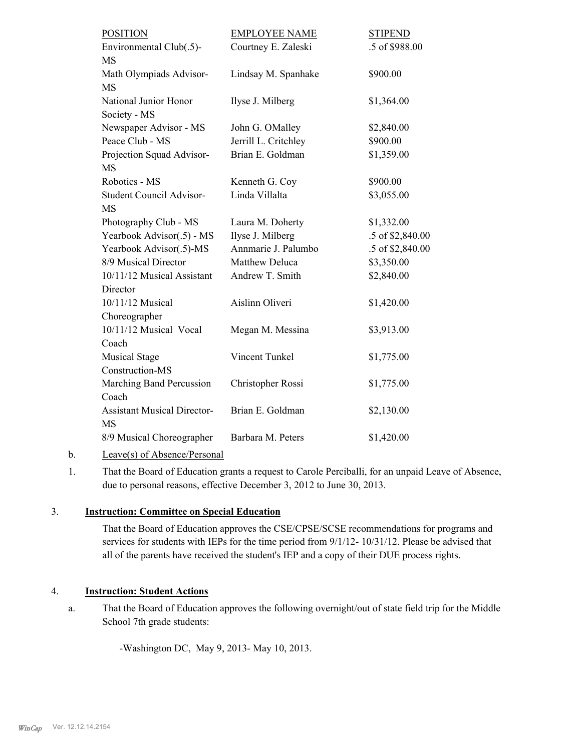| POSITION | EMPLOYEE NAME | STIPEND |
| --- | --- | --- |
| Environmental Club(.5)-MS | Courtney E. Zaleski | .5 of $988.00 |
| Math Olympiads Advisor-MS | Lindsay M. Spanhake | $900.00 |
| National Junior Honor Society - MS | Ilyse J. Milberg | $1,364.00 |
| Newspaper Advisor - MS | John G. OMalley | $2,840.00 |
| Peace Club - MS | Jerrill L. Critchley | $900.00 |
| Projection Squad Advisor-MS | Brian E. Goldman | $1,359.00 |
| Robotics - MS | Kenneth G. Coy | $900.00 |
| Student Council Advisor-MS | Linda Villalta | $3,055.00 |
| Photography Club - MS | Laura M. Doherty | $1,332.00 |
| Yearbook Advisor(.5) - MS | Ilyse J. Milberg | .5 of $2,840.00 |
| Yearbook Advisor(.5)-MS | Annmarie J. Palumbo | .5 of $2,840.00 |
| 8/9 Musical Director | Matthew Deluca | $3,350.00 |
| 10/11/12 Musical Assistant Director | Andrew T. Smith | $2,840.00 |
| 10/11/12 Musical Choreographer | Aislinn Oliveri | $1,420.00 |
| 10/11/12 Musical Vocal Coach | Megan M. Messina | $3,913.00 |
| Musical Stage Construction-MS | Vincent Tunkel | $1,775.00 |
| Marching Band Percussion Coach | Christopher Rossi | $1,775.00 |
| Assistant Musical Director-MS | Brian E. Goldman | $2,130.00 |
| 8/9 Musical Choreographer | Barbara M. Peters | $1,420.00 |

b. Leave(s) of Absence/Personal

1. That the Board of Education grants a request to Carole Perciballi, for an unpaid Leave of Absence, due to personal reasons, effective December 3, 2012 to June 30, 2013.

3. **Instruction: Committee on Special Education**

That the Board of Education approves the CSE/CPSE/SCSE recommendations for programs and services for students with IEPs for the time period from 9/1/12- 10/31/12. Please be advised that all of the parents have received the student's IEP and a copy of their DUE process rights.

4. **Instruction: Student Actions**

a. That the Board of Education approves the following overnight/out of state field trip for the Middle School 7th grade students:

-Washington DC, May 9, 2013- May 10, 2013.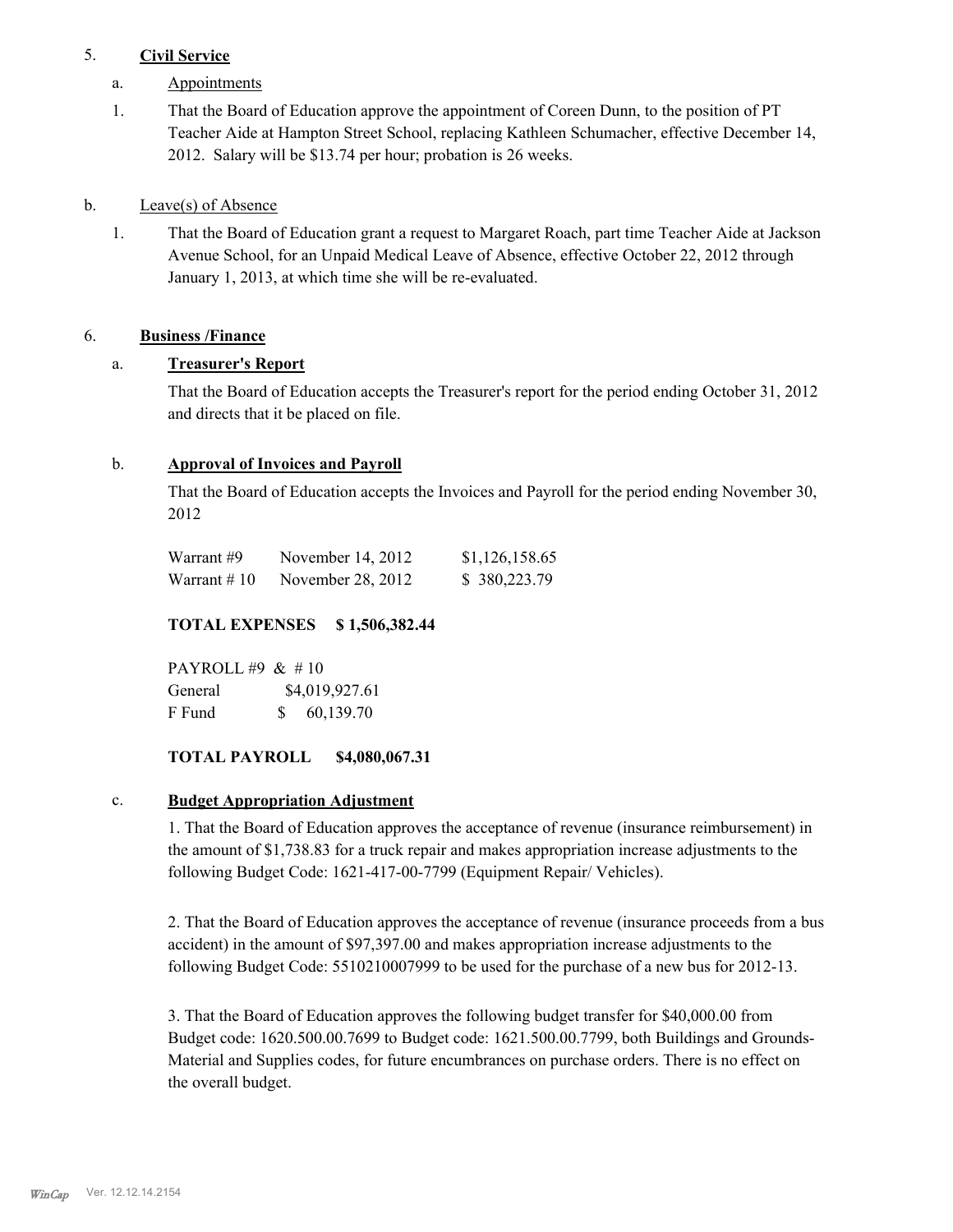5. **Civil Service**

a. Appointments

1. That the Board of Education approve the appointment of Coreen Dunn, to the position of PT Teacher Aide at Hampton Street School, replacing Kathleen Schumacher, effective December 14, 2012. Salary will be $13.74 per hour; probation is 26 weeks.

b. Leave(s) of Absence

1. That the Board of Education grant a request to Margaret Roach, part time Teacher Aide at Jackson Avenue School, for an Unpaid Medical Leave of Absence, effective October 22, 2012 through January 1, 2013, at which time she will be re-evaluated.

6. **Business /Finance**

a. **Treasurer's Report**

That the Board of Education accepts the Treasurer's report for the period ending October 31, 2012 and directs that it be placed on file.

b. **Approval of Invoices and Payroll**

That the Board of Education accepts the Invoices and Payroll for the period ending November 30, 2012

| | | |
|---|---|---|
| Warrant #9 | November 14, 2012 | $1,126,158.65 |
| Warrant # 10 | November 28, 2012 | $ 380,223.79 |

**TOTAL EXPENSES $ 1,506,382.44**

PAYROLL #9 & # 10

| | |
|---|---|
| General | $4,019,927.61 |
| F Fund | $ 60,139.70 |

**TOTAL PAYROLL $4,080,067.31**

c. **Budget Appropriation Adjustment**

1. That the Board of Education approves the acceptance of revenue (insurance reimbursement) in the amount of $1,738.83 for a truck repair and makes appropriation increase adjustments to the following Budget Code: 1621-417-00-7799 (Equipment Repair/ Vehicles).

2. That the Board of Education approves the acceptance of revenue (insurance proceeds from a bus accident) in the amount of $97,397.00 and makes appropriation increase adjustments to the following Budget Code: 5510210007999 to be used for the purchase of a new bus for 2012-13.

3. That the Board of Education approves the following budget transfer for $40,000.00 from Budget code: 1620.500.00.7699 to Budget code: 1621.500.00.7799, both Buildings and Grounds-Material and Supplies codes, for future encumbrances on purchase orders. There is no effect on the overall budget.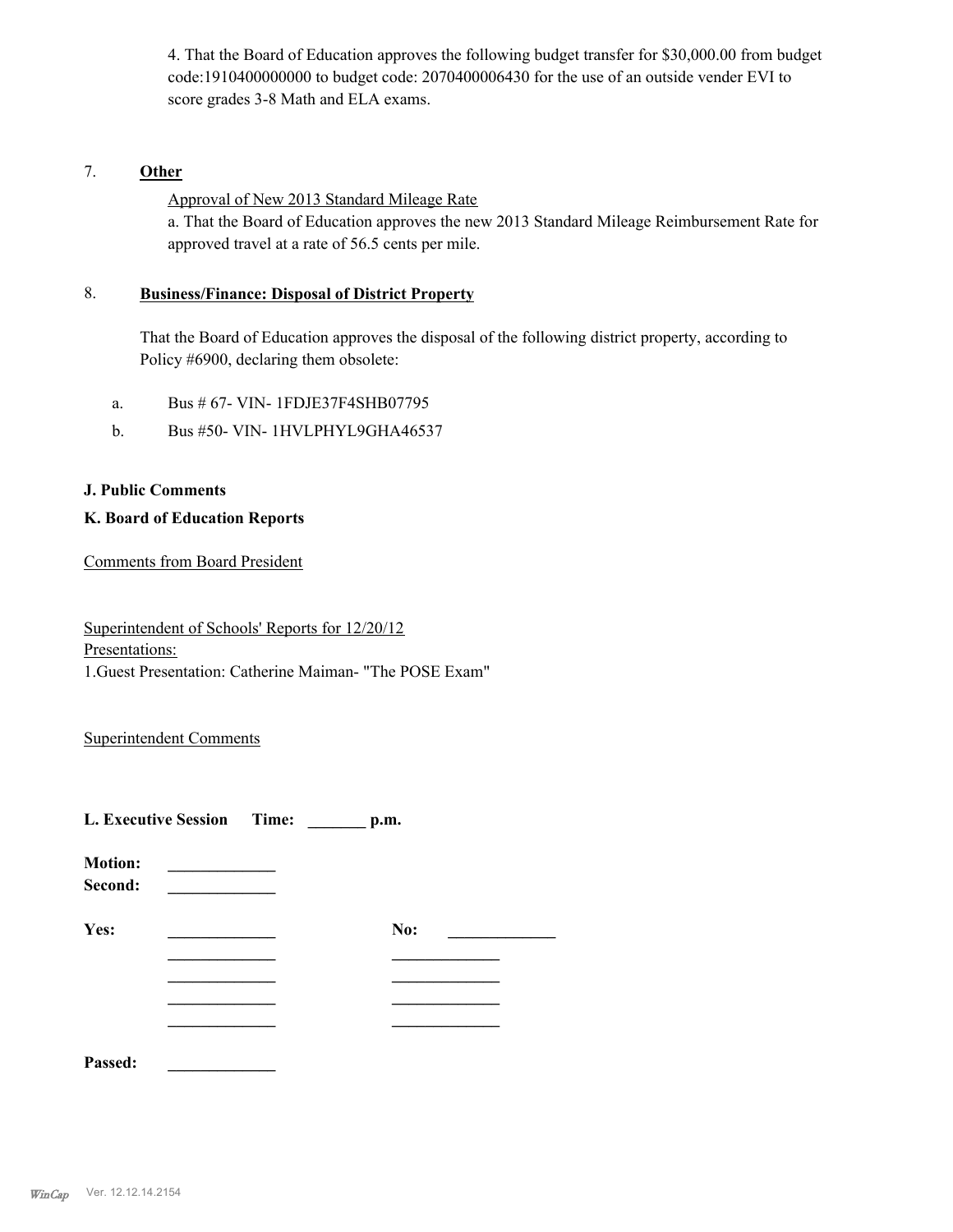4. That the Board of Education approves the following budget transfer for $30,000.00 from budget code:1910400000000 to budget code: 2070400006430 for the use of an outside vender EVI to score grades 3-8 Math and ELA exams.

7. **Other**

Approval of New 2013 Standard Mileage Rate

a. That the Board of Education approves the new 2013 Standard Mileage Reimbursement Rate for approved travel at a rate of 56.5 cents per mile.

8. **Business/Finance: Disposal of District Property**

That the Board of Education approves the disposal of the following district property, according to Policy #6900, declaring them obsolete:

a. Bus # 67- VIN- 1FDJE37F4SHB07795

b. Bus #50- VIN- 1HVLPHYL9GHA46537

**J. Public Comments**

**K. Board of Education Reports**

Comments from Board President

Superintendent of Schools' Reports for 12/20/12

Presentations:

1.Guest Presentation: Catherine Maiman- "The POSE Exam"

Superintendent Comments

**L. Executive Session Time: _______ p.m.**

**Motion:** _____________

**Second:** _____________

**Yes:** _____________ **No:** _____________

_____________ _____________

_____________ _____________

_____________ _____________

_____________ _____________

**Passed:** _____________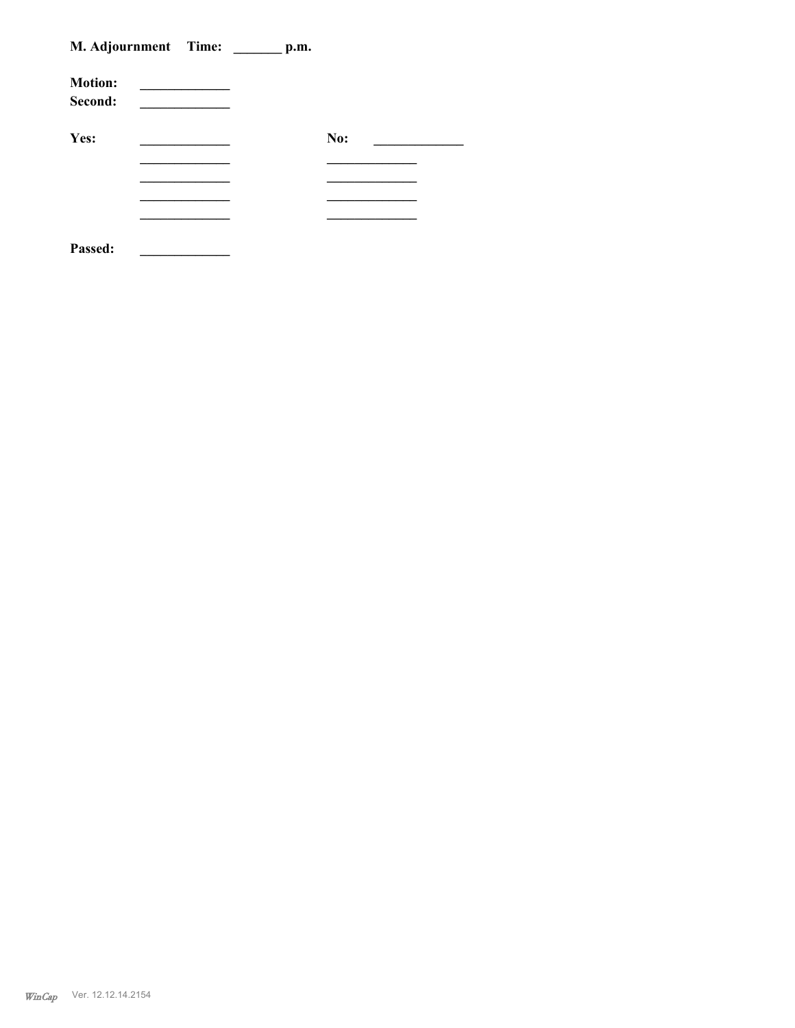**M. Adjournment  Time: _______ p.m.**

**Motion:** _____________
**Second:** _____________

**Yes:** _____________  **No:** _____________

_____________  _____________

_____________  _____________

_____________  _____________

_____________  _____________

**Passed:** _____________

*WinCap* Ver. 12.12.14.2154